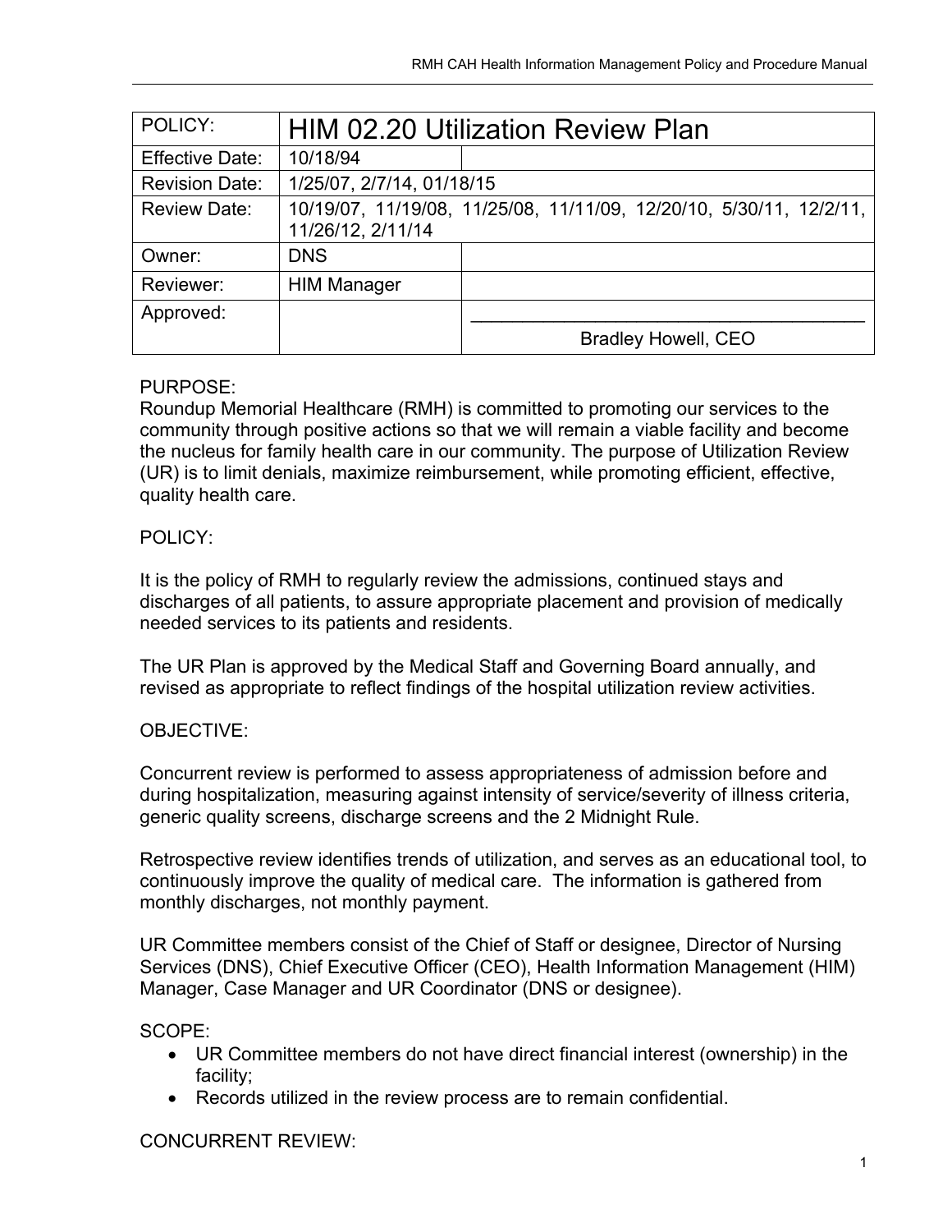| POLICY: | HIM 02.20 Utilization Review Plan | |
|---|---|---|
| Effective Date: | 10/18/94 | |
| Revision Date: | 1/25/07, 2/7/14, 01/18/15 | |
| Review Date: | 10/19/07, 11/19/08, 11/25/08, 11/11/09, 12/20/10, 5/30/11, 12/2/11, 11/26/12, 2/11/14 | |
| Owner: | DNS | |
| Reviewer: | HIM Manager | |
| Approved: | | \_\_\_\_\_\_\_\_\_\_\_\_\_\_\_\_\_\_\_\_\_\_\_\_\_\_\_\_\_\_\_\_\_\_\_\_\_\_\_\_ Bradley Howell, CEO |

PURPOSE:
Roundup Memorial Healthcare (RMH) is committed to promoting our services to the community through positive actions so that we will remain a viable facility and become the nucleus for family health care in our community. The purpose of Utilization Review (UR) is to limit denials, maximize reimbursement, while promoting efficient, effective, quality health care.

POLICY:

It is the policy of RMH to regularly review the admissions, continued stays and discharges of all patients, to assure appropriate placement and provision of medically needed services to its patients and residents.

The UR Plan is approved by the Medical Staff and Governing Board annually, and revised as appropriate to reflect findings of the hospital utilization review activities.

OBJECTIVE:

Concurrent review is performed to assess appropriateness of admission before and during hospitalization, measuring against intensity of service/severity of illness criteria, generic quality screens, discharge screens and the 2 Midnight Rule.

Retrospective review identifies trends of utilization, and serves as an educational tool, to continuously improve the quality of medical care. The information is gathered from monthly discharges, not monthly payment.

UR Committee members consist of the Chief of Staff or designee, Director of Nursing Services (DNS), Chief Executive Officer (CEO), Health Information Management (HIM) Manager, Case Manager and UR Coordinator (DNS or designee).

SCOPE:

- UR Committee members do not have direct financial interest (ownership) in the facility;
- Records utilized in the review process are to remain confidential.

CONCURRENT REVIEW: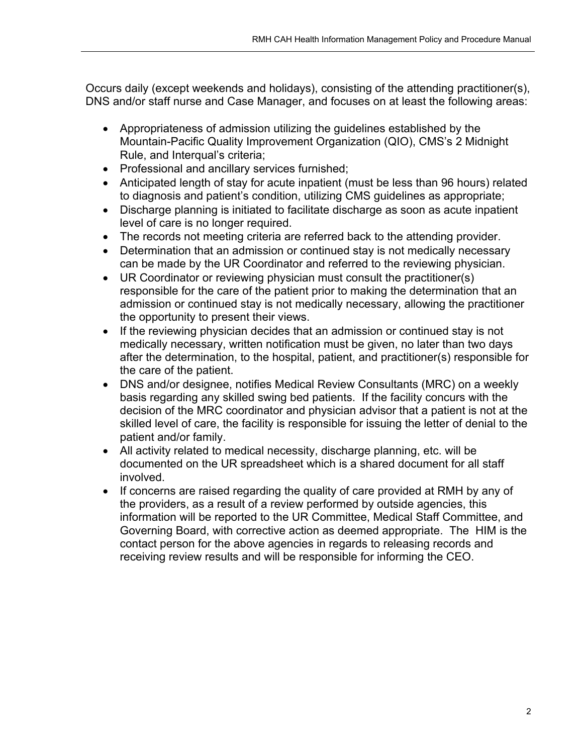Occurs daily (except weekends and holidays), consisting of the attending practitioner(s), DNS and/or staff nurse and Case Manager, and focuses on at least the following areas:

- Appropriateness of admission utilizing the guidelines established by the Mountain-Pacific Quality Improvement Organization (QIO), CMS's 2 Midnight Rule, and Interqual's criteria;
- Professional and ancillary services furnished;
- Anticipated length of stay for acute inpatient (must be less than 96 hours) related to diagnosis and patient's condition, utilizing CMS guidelines as appropriate;
- Discharge planning is initiated to facilitate discharge as soon as acute inpatient level of care is no longer required.
- The records not meeting criteria are referred back to the attending provider.
- Determination that an admission or continued stay is not medically necessary can be made by the UR Coordinator and referred to the reviewing physician.
- UR Coordinator or reviewing physician must consult the practitioner(s) responsible for the care of the patient prior to making the determination that an admission or continued stay is not medically necessary, allowing the practitioner the opportunity to present their views.
- If the reviewing physician decides that an admission or continued stay is not medically necessary, written notification must be given, no later than two days after the determination, to the hospital, patient, and practitioner(s) responsible for the care of the patient.
- DNS and/or designee, notifies Medical Review Consultants (MRC) on a weekly basis regarding any skilled swing bed patients. If the facility concurs with the decision of the MRC coordinator and physician advisor that a patient is not at the skilled level of care, the facility is responsible for issuing the letter of denial to the patient and/or family.
- All activity related to medical necessity, discharge planning, etc. will be documented on the UR spreadsheet which is a shared document for all staff involved.
- If concerns are raised regarding the quality of care provided at RMH by any of the providers, as a result of a review performed by outside agencies, this information will be reported to the UR Committee, Medical Staff Committee, and Governing Board, with corrective action as deemed appropriate. The HIM is the contact person for the above agencies in regards to releasing records and receiving review results and will be responsible for informing the CEO.